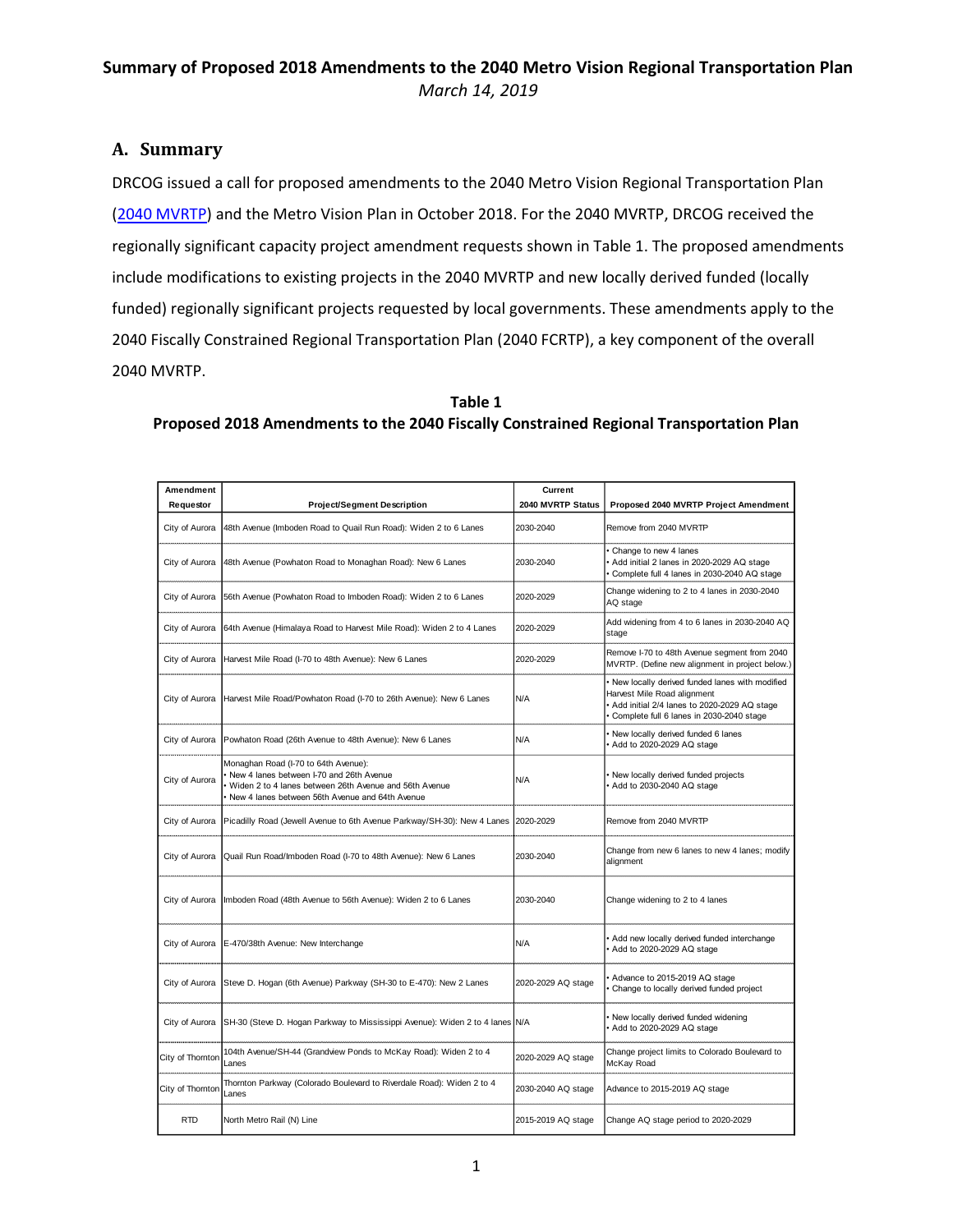**Summary of Proposed 2018 Amendments to the 2040 Metro Vision Regional Transportation Plan**

*March 14, 2019*

## A. Summary

DRCOG issued a call for proposed amendments to the 2040 Metro Vision Regional Transportation Plan (2040 MVRTP) and the Metro Vision Plan in October 2018. For the 2040 MVRTP, DRCOG received the regionally significant capacity project amendment requests shown in Table 1. The proposed amendments include modifications to existing projects in the 2040 MVRTP and new locally derived funded (locally funded) regionally significant projects requested by local governments. These amendments apply to the 2040 Fiscally Constrained Regional Transportation Plan (2040 FCRTP), a key component of the overall 2040 MVRTP.

**Table 1**
**Proposed 2018 Amendments to the 2040 Fiscally Constrained Regional Transportation Plan**

| Amendment Requestor | Project/Segment Description | Current 2040 MVRTP Status | Proposed 2040 MVRTP Project Amendment |
|---|---|---|---|
| City of Aurora | 48th Avenue (Imboden Road to Quail Run Road): Widen 2 to 6 Lanes | 2030-2040 | Remove from 2040 MVRTP |
| City of Aurora | 48th Avenue (Powhaton Road to Monaghan Road): New 6 Lanes | 2030-2040 | • Change to new 4 lanes<br>• Add initial 2 lanes in 2020-2029 AQ stage<br>• Complete full 4 lanes in 2030-2040 AQ stage |
| City of Aurora | 56th Avenue (Powhaton Road to Imboden Road): Widen 2 to 6 Lanes | 2020-2029 | Change widening to 2 to 4 lanes in 2030-2040 AQ stage |
| City of Aurora | 64th Avenue (Himalaya Road to Harvest Mile Road): Widen 2 to 4 Lanes | 2020-2029 | Add widening from 4 to 6 lanes in 2030-2040 AQ stage |
| City of Aurora | Harvest Mile Road (I-70 to 48th Avenue): New 6 Lanes | 2020-2029 | Remove I-70 to 48th Avenue segment from 2040 MVRTP. (Define new alignment in project below.) |
| City of Aurora | Harvest Mile Road/Powhaton Road (I-70 to 26th Avenue): New 6 Lanes | N/A | • New locally derived funded lanes with modified Harvest Mile Road alignment<br>• Add initial 2/4 lanes to 2020-2029 AQ stage<br>• Complete full 6 lanes in 2030-2040 stage |
| City of Aurora | Powhaton Road (26th Avenue to 48th Avenue): New 6 Lanes | N/A | • New locally derived funded 6 lanes<br>• Add to 2020-2029 AQ stage |
| City of Aurora | Monaghan Road (I-70 to 64th Avenue):<br>• New 4 lanes between I-70 and 26th Avenue<br>• Widen 2 to 4 lanes between 26th Avenue and 56th Avenue<br>• New 4 lanes between 56th Avenue and 64th Avenue | N/A | • New locally derived funded projects<br>• Add to 2030-2040 AQ stage |
| City of Aurora | Picadilly Road (Jewell Avenue to 6th Avenue Parkway/SH-30): New 4 Lanes | 2020-2029 | Remove from 2040 MVRTP |
| City of Aurora | Quail Run Road/Imboden Road (I-70 to 48th Avenue): New 6 Lanes | 2030-2040 | Change from new 6 lanes to new 4 lanes; modify alignment |
| City of Aurora | Imboden Road (48th Avenue to 56th Avenue): Widen 2 to 6 Lanes | 2030-2040 | Change widening to 2 to 4 lanes |
| City of Aurora | E-470/38th Avenue: New Interchange | N/A | • Add new locally derived funded interchange<br>• Add to 2020-2029 AQ stage |
| City of Aurora | Steve D. Hogan (6th Avenue) Parkway (SH-30 to E-470): New 2 Lanes | 2020-2029 AQ stage | • Advance to 2015-2019 AQ stage<br>• Change to locally derived funded project |
| City of Aurora | SH-30 (Steve D. Hogan Parkway to Mississippi Avenue): Widen 2 to 4 lanes | N/A | • New locally derived funded widening<br>• Add to 2020-2029 AQ stage |
| City of Thornton | 104th Avenue/SH-44 (Grandview Ponds to McKay Road): Widen 2 to 4 Lanes | 2020-2029 AQ stage | Change project limits to Colorado Boulevard to McKay Road |
| City of Thornton | Thornton Parkway (Colorado Boulevard to Riverdale Road): Widen 2 to 4 Lanes | 2030-2040 AQ stage | Advance to 2015-2019 AQ stage |
| RTD | North Metro Rail (N) Line | 2015-2019 AQ stage | Change AQ stage period to 2020-2029 |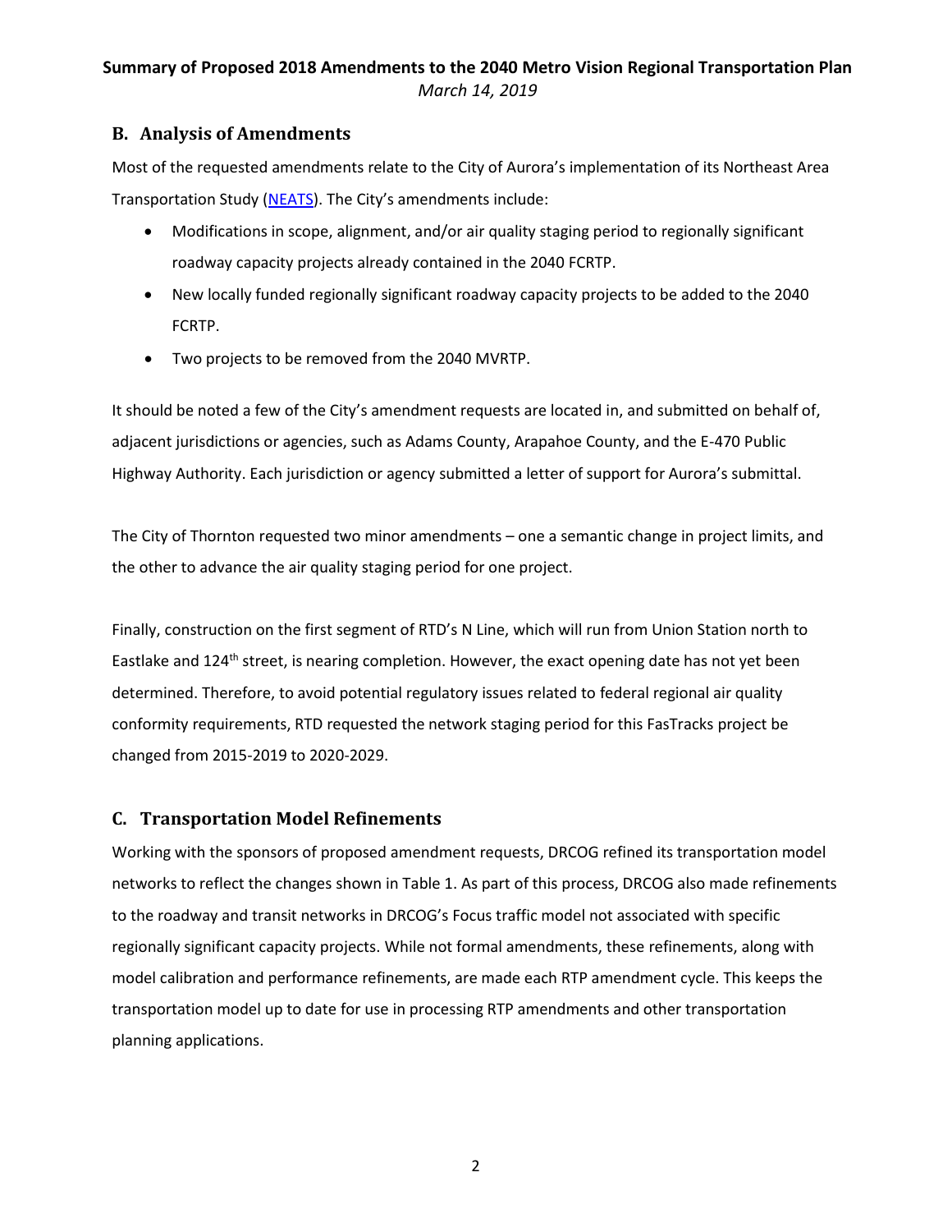## B. Analysis of Amendments

Most of the requested amendments relate to the City of Aurora's implementation of its Northeast Area Transportation Study (NEATS). The City's amendments include:

- Modifications in scope, alignment, and/or air quality staging period to regionally significant roadway capacity projects already contained in the 2040 FCRTP.
- New locally funded regionally significant roadway capacity projects to be added to the 2040 FCRTP.
- Two projects to be removed from the 2040 MVRTP.

It should be noted a few of the City's amendment requests are located in, and submitted on behalf of, adjacent jurisdictions or agencies, such as Adams County, Arapahoe County, and the E-470 Public Highway Authority. Each jurisdiction or agency submitted a letter of support for Aurora's submittal.

The City of Thornton requested two minor amendments – one a semantic change in project limits, and the other to advance the air quality staging period for one project.

Finally, construction on the first segment of RTD's N Line, which will run from Union Station north to Eastlake and 124th street, is nearing completion. However, the exact opening date has not yet been determined. Therefore, to avoid potential regulatory issues related to federal regional air quality conformity requirements, RTD requested the network staging period for this FasTracks project be changed from 2015-2019 to 2020-2029.

## C. Transportation Model Refinements

Working with the sponsors of proposed amendment requests, DRCOG refined its transportation model networks to reflect the changes shown in Table 1. As part of this process, DRCOG also made refinements to the roadway and transit networks in DRCOG's Focus traffic model not associated with specific regionally significant capacity projects. While not formal amendments, these refinements, along with model calibration and performance refinements, are made each RTP amendment cycle. This keeps the transportation model up to date for use in processing RTP amendments and other transportation planning applications.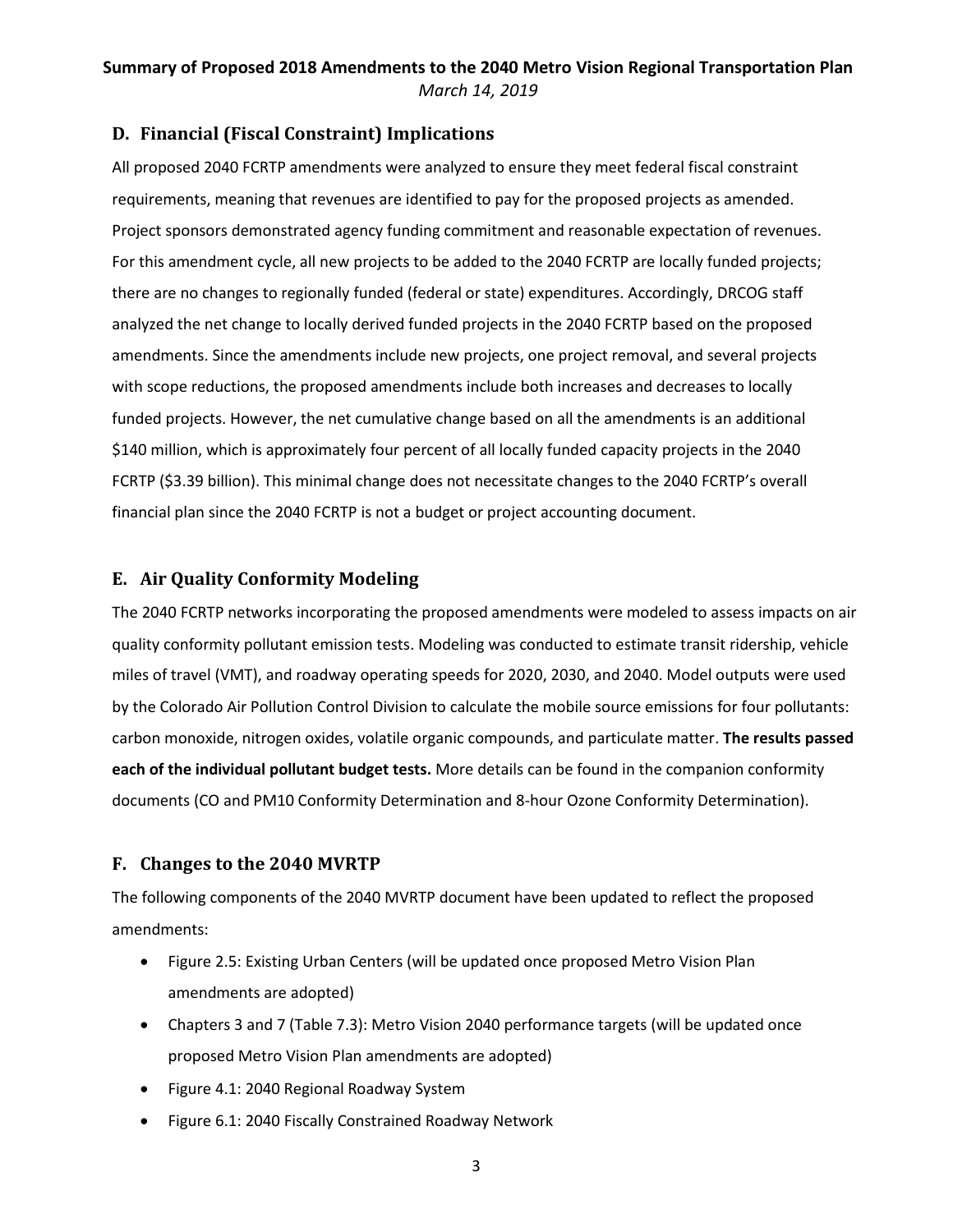## D. Financial (Fiscal Constraint) Implications

All proposed 2040 FCRTP amendments were analyzed to ensure they meet federal fiscal constraint requirements, meaning that revenues are identified to pay for the proposed projects as amended. Project sponsors demonstrated agency funding commitment and reasonable expectation of revenues. For this amendment cycle, all new projects to be added to the 2040 FCRTP are locally funded projects; there are no changes to regionally funded (federal or state) expenditures. Accordingly, DRCOG staff analyzed the net change to locally derived funded projects in the 2040 FCRTP based on the proposed amendments. Since the amendments include new projects, one project removal, and several projects with scope reductions, the proposed amendments include both increases and decreases to locally funded projects. However, the net cumulative change based on all the amendments is an additional $140 million, which is approximately four percent of all locally funded capacity projects in the 2040 FCRTP ($3.39 billion). This minimal change does not necessitate changes to the 2040 FCRTP's overall financial plan since the 2040 FCRTP is not a budget or project accounting document.

## E. Air Quality Conformity Modeling

The 2040 FCRTP networks incorporating the proposed amendments were modeled to assess impacts on air quality conformity pollutant emission tests. Modeling was conducted to estimate transit ridership, vehicle miles of travel (VMT), and roadway operating speeds for 2020, 2030, and 2040. Model outputs were used by the Colorado Air Pollution Control Division to calculate the mobile source emissions for four pollutants: carbon monoxide, nitrogen oxides, volatile organic compounds, and particulate matter. **The results passed each of the individual pollutant budget tests.** More details can be found in the companion conformity documents (CO and PM10 Conformity Determination and 8-hour Ozone Conformity Determination).

## F. Changes to the 2040 MVRTP

The following components of the 2040 MVRTP document have been updated to reflect the proposed amendments:

- Figure 2.5: Existing Urban Centers (will be updated once proposed Metro Vision Plan amendments are adopted)
- Chapters 3 and 7 (Table 7.3): Metro Vision 2040 performance targets (will be updated once proposed Metro Vision Plan amendments are adopted)
- Figure 4.1: 2040 Regional Roadway System
- Figure 6.1: 2040 Fiscally Constrained Roadway Network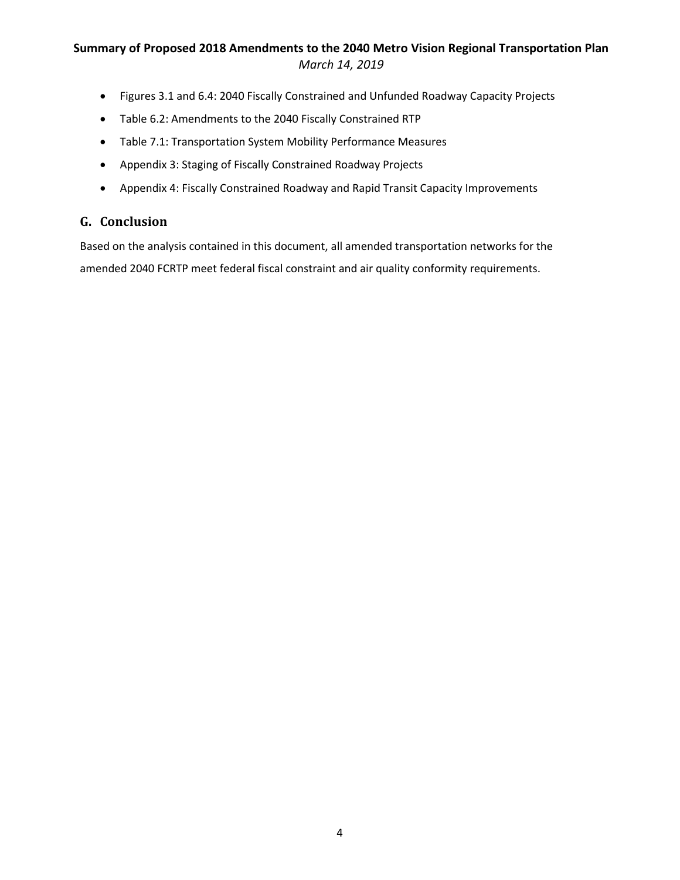- Figures 3.1 and 6.4: 2040 Fiscally Constrained and Unfunded Roadway Capacity Projects
- Table 6.2: Amendments to the 2040 Fiscally Constrained RTP
- Table 7.1: Transportation System Mobility Performance Measures
- Appendix 3: Staging of Fiscally Constrained Roadway Projects
- Appendix 4: Fiscally Constrained Roadway and Rapid Transit Capacity Improvements

## G. Conclusion

Based on the analysis contained in this document, all amended transportation networks for the amended 2040 FCRTP meet federal fiscal constraint and air quality conformity requirements.